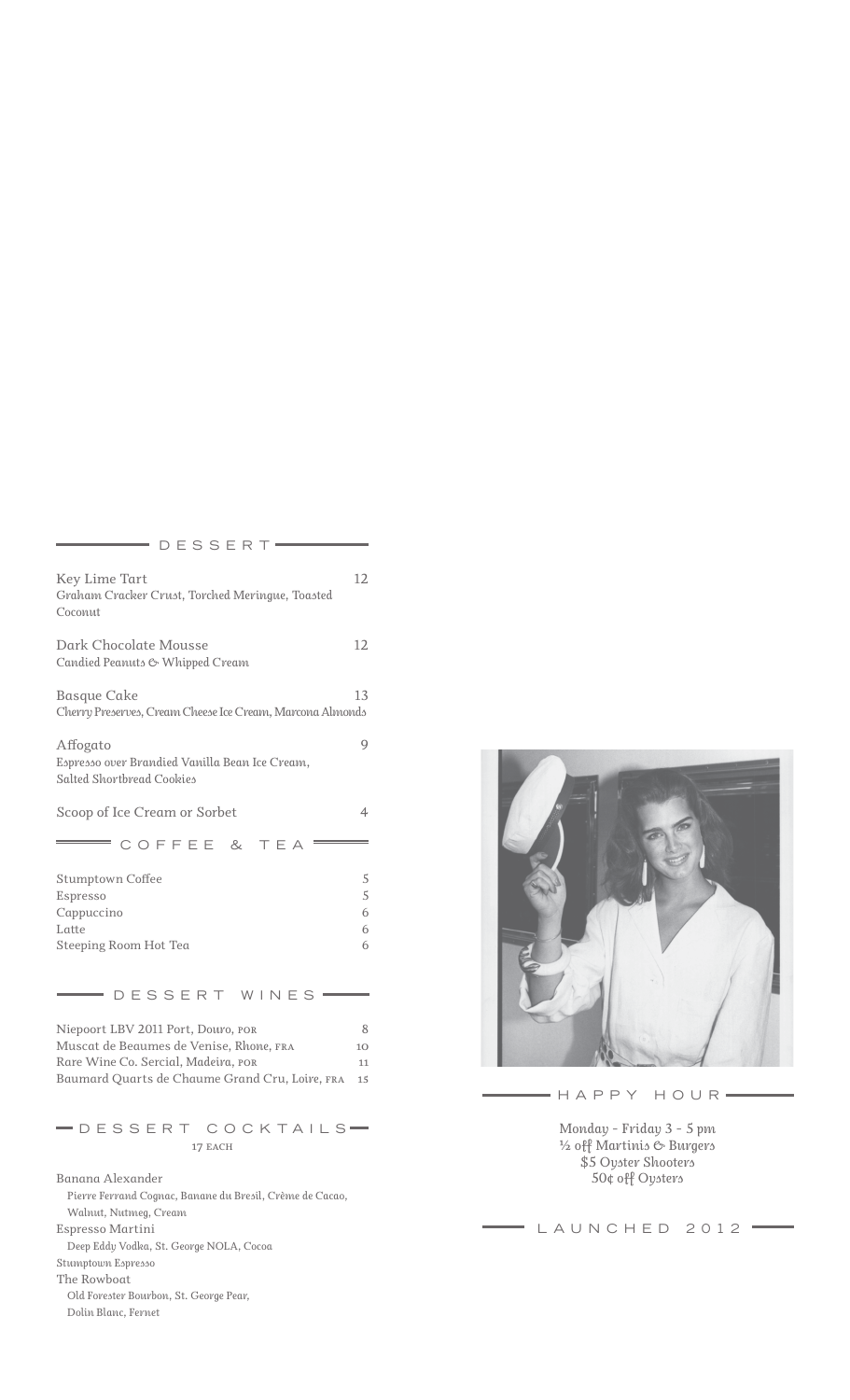## DESSERT

| | |
|---|---|
| Key Lime Tart<br>*Graham Cracker Crust, Torched Meringue, Toasted Coconut* | 12 |
| Dark Chocolate Mousse<br>*Candied Peanuts & Whipped Cream* | 12 |
| Basque Cake<br>*Cherry Preserves, Cream Cheese Ice Cream, Marcona Almonds* | 13 |
| Affogato<br>*Espresso over Brandied Vanilla Bean Ice Cream, Salted Shortbread Cookies* | 9 |
| Scoop of Ice Cream or Sorbet | 4 |

## COFFEE & TEA

| | |
|---|---|
| Stumptown Coffee | 5 |
| Espresso | 5 |
| Cappuccino | 6 |
| Latte | 6 |
| Steeping Room Hot Tea | 6 |

## DESSERT WINES

| | |
|---|---|
| Niepoort LBV 2011 Port, Douro, POR | 8 |
| Muscat de Beaumes de Venise, Rhone, FRA | 10 |
| Rare Wine Co. Sercial, Madeira, POR | 11 |
| Baumard Quarts de Chaume Grand Cru, Loire, FRA | 15 |

## DESSERT COCKTAILS

17 EACH

Banana Alexander
*Pierre Ferrand Cognac, Banane du Bresil, Crème de Cacao, Walnut, Nutmeg, Cream*

Espresso Martini
*Deep Eddy Vodka, St. George NOLA, Cocoa Stumptown Espresso*

The Rowboat
*Old Forester Bourbon, St. George Pear, Dolin Blanc, Fernet*

## HAPPY HOUR

*Monday - Friday 3 - 5 pm*
*½ off Martinis & Burgers*
*$5 Oyster Shooters*
*50¢ off Oysters*

## LAUNCHED 2012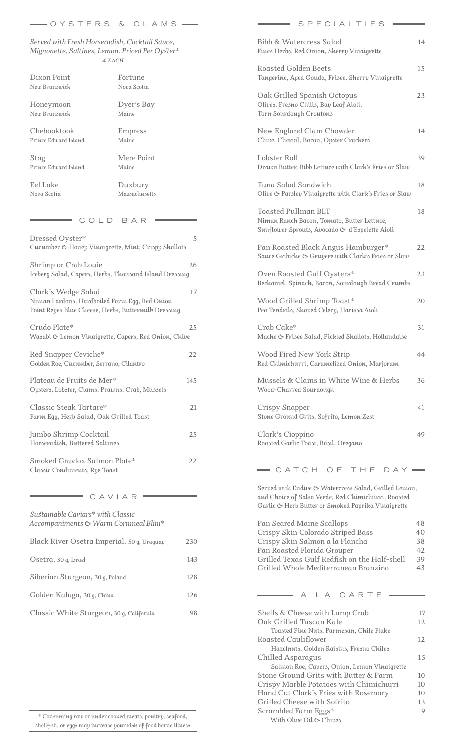## OYSTERS & CLAMS

*Served with Fresh Horseradish, Cocktail Sauce, Mignonette, Saltines, Lemon. Priced Per Oyster\**

*4 EACH*

| | |
|---|---|
| Dixon Point<br>New Brunswick | Fortune<br>Nova Scotia |
| Honeymoon<br>New Brunswick | Dyer's Bay<br>Maine |
| Chebooktook<br>Prince Edward Island | Empress<br>Maine |
| Stag<br>Prince Edward Island | Mere Point<br>Maine |
| Eel Lake<br>Nova Scotia | Duxbury<br>Massachusetts |

## COLD BAR

Dressed Oyster* — 5
*Cucumber & Honey Vinaigrette, Mint, Crispy Shallots*

Shrimp or Crab Louie — 26
*Iceberg Salad, Capers, Herbs, Thousand Island Dressing*

Clark's Wedge Salad — 17
*Niman Lardons, Hardboiled Farm Egg, Red Onion Point Reyes Blue Cheese, Herbs, Buttermilk Dressing*

Crudo Plate* — 25
*Wasabi & Lemon Vinaigrette, Capers, Red Onion, Chive*

Red Snapper Ceviche* — 22
*Golden Roe, Cucumber, Serrano, Cilantro*

Plateau de Fruits de Mer* — 145
*Oysters, Lobster, Clams, Prawns, Crab, Mussels*

Classic Steak Tartare* — 21
*Farm Egg, Herb Salad, Oak Grilled Toast*

Jumbo Shrimp Cocktail — 25
*Horseradish, Buttered Saltines*

Smoked Gravlox Salmon Plate* — 22
*Classic Condiments, Rye Toast*

## CAVIAR

*Sustainable Caviars\* with Classic Accompaniments & Warm Cornmeal Blini\**

| | |
|---|---|
| Black River Osetra Imperial, 50 g, Uraguay | 230 |
| Osetra, 30 g, Israel | 143 |
| Siberian Sturgeon, 30 g, Poland | 128 |
| Golden Kaluga, 30 g, China | 126 |
| Classic White Sturgeon, 30 g, California | 98 |

## SPECIALTIES

Bibb & Watercress Salad — 14
*Fines Herbs, Red Onion, Sherry Vinaigrette*

Roasted Golden Beets — 15
*Tangerine, Aged Gouda, Frisee, Sherry Vinaigrette*

Oak Grilled Spanish Octopus — 23
*Olives, Fresno Chilis, Bay Leaf Aioli, Torn Sourdough Croutons*

New England Clam Chowder — 14
*Chive, Chervil, Bacon, Oyster Crackers*

Lobster Roll — 39
*Drawn Butter, Bibb Lettuce with Clark's Fries or Slaw*

Tuna Salad Sandwich — 18
*Olive & Parsley Vinaigrette with Clark's Fries or Slaw*

Toasted Pullman BLT — 18
*Niman Ranch Bacon, Tomato, Butter Lettuce, Sunflower Sprouts, Avocado & d'Espelette Aioli*

Pan Roasted Black Angus Hamburger* — 22
*Sauce Gribiche & Gruyere with Clark's Fries or Slaw*

Oven Roasted Gulf Oysters* — 23
*Bechamel, Spinach, Bacon, Sourdough Bread Crumbs*

Wood Grilled Shrimp Toast* — 20
*Pea Tendrils, Shaved Celery, Harissa Aioli*

Crab Cake* — 31
*Mache & Frisee Salad, Pickled Shallots, Hollandaise*

Wood Fired New York Strip — 44
*Red Chimichurri, Caramelized Onion, Marjoram*

Mussels & Clams in White Wine & Herbs — 36
*Wood-Charred Sourdough*

Crispy Snapper — 41
*Stone Ground Grits, Sofrito, Lemon Zest*

Clark's Cioppino — 49
*Roasted Garlic Toast, Basil, Oregano*

## CATCH OF THE DAY

*Served with Endive & Watercress Salad, Grilled Lemon, and Choice of Salsa Verde, Red Chimichurri, Roasted Garlic & Herb Butter or Smoked Paprika Vinaigrette*

| | |
|---|---|
| Pan Seared Maine Scallops | 48 |
| Crispy Skin Colorado Striped Bass | 40 |
| Crispy Skin Salmon a la Plancha | 38 |
| Pan Roasted Florida Grouper | 42 |
| Grilled Texas Gulf Redfish on the Half-shell | 39 |
| Grilled Whole Mediterranean Branzino | 43 |

## A LA CARTE

| | |
|---|---|
| Shells & Cheese with Lump Crab | 17 |
| Oak Grilled Tuscan Kale<br>*Toasted Pine Nuts, Parmesan, Chile Flake* | 12 |
| Roasted Cauliflower<br>*Hazelnuts, Golden Raisins, Fresno Chiles* | 12 |
| Chilled Asparagus<br>*Salmon Roe, Capers, Onion, Lemon Vinaigrette* | 15 |
| Stone Ground Grits with Butter & Parm | 10 |
| Crispy Marble Potatoes with Chimichurri | 10 |
| Hand Cut Clark's Fries with Rosemary | 10 |
| Grilled Cheese with Sofrito | 13 |
| Scrambled Farm Eggs*<br>*With Olive Oil & Chives* | 9 |

*\* Consuming raw or under cooked meats, poultry, seafood, shellfish, or eggs may increase your risk of food borne illness.*